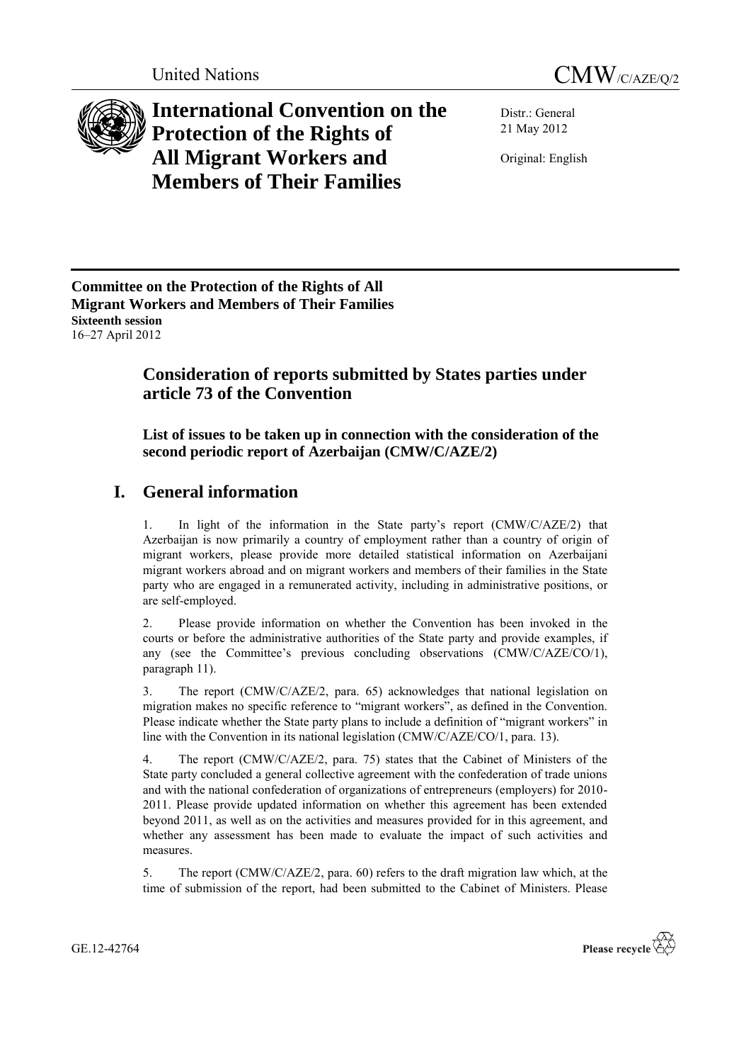United Nations

# CMW/C/AZE/Q/2

## International Convention on the Protection of the Rights of All Migrant Workers and Members of Their Families

Distr.: General
21 May 2012

Original: English

**Committee on the Protection of the Rights of All Migrant Workers and Members of Their Families**
**Sixteenth session**
16–27 April 2012

## Consideration of reports submitted by States parties under article 73 of the Convention

### List of issues to be taken up in connection with the consideration of the second periodic report of Azerbaijan (CMW/C/AZE/2)

## I. General information

1. In light of the information in the State party's report (CMW/C/AZE/2) that Azerbaijan is now primarily a country of employment rather than a country of origin of migrant workers, please provide more detailed statistical information on Azerbaijani migrant workers abroad and on migrant workers and members of their families in the State party who are engaged in a remunerated activity, including in administrative positions, or are self-employed.

2. Please provide information on whether the Convention has been invoked in the courts or before the administrative authorities of the State party and provide examples, if any (see the Committee's previous concluding observations (CMW/C/AZE/CO/1), paragraph 11).

3. The report (CMW/C/AZE/2, para. 65) acknowledges that national legislation on migration makes no specific reference to "migrant workers", as defined in the Convention. Please indicate whether the State party plans to include a definition of "migrant workers" in line with the Convention in its national legislation (CMW/C/AZE/CO/1, para. 13).

4. The report (CMW/C/AZE/2, para. 75) states that the Cabinet of Ministers of the State party concluded a general collective agreement with the confederation of trade unions and with the national confederation of organizations of entrepreneurs (employers) for 2010-2011. Please provide updated information on whether this agreement has been extended beyond 2011, as well as on the activities and measures provided for in this agreement, and whether any assessment has been made to evaluate the impact of such activities and measures.

5. The report (CMW/C/AZE/2, para. 60) refers to the draft migration law which, at the time of submission of the report, had been submitted to the Cabinet of Ministers. Please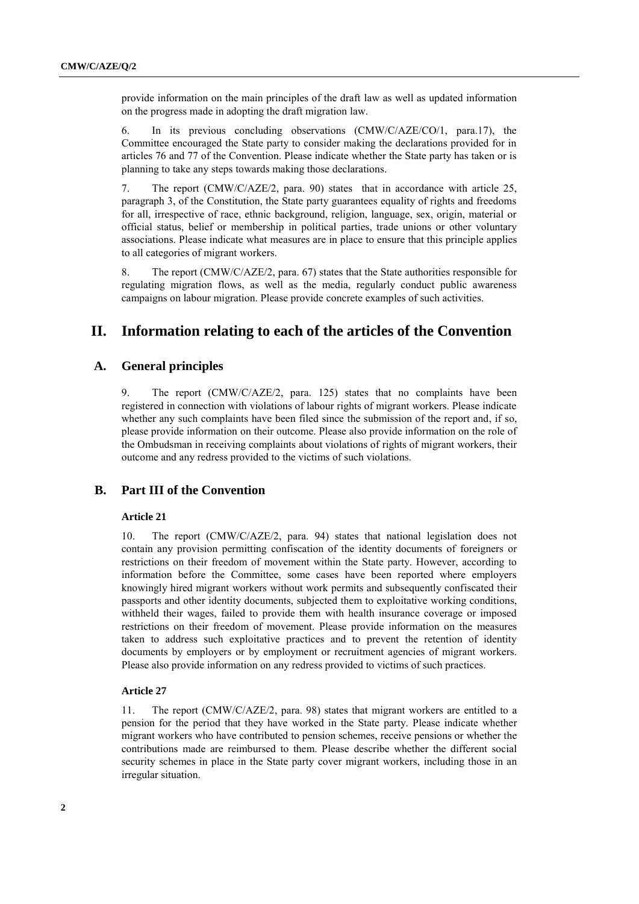provide information on the main principles of the draft law as well as updated information on the progress made in adopting the draft migration law.

6. In its previous concluding observations (CMW/C/AZE/CO/1, para.17), the Committee encouraged the State party to consider making the declarations provided for in articles 76 and 77 of the Convention. Please indicate whether the State party has taken or is planning to take any steps towards making those declarations.

7. The report (CMW/C/AZE/2, para. 90) states that in accordance with article 25, paragraph 3, of the Constitution, the State party guarantees equality of rights and freedoms for all, irrespective of race, ethnic background, religion, language, sex, origin, material or official status, belief or membership in political parties, trade unions or other voluntary associations. Please indicate what measures are in place to ensure that this principle applies to all categories of migrant workers.

8. The report (CMW/C/AZE/2, para. 67) states that the State authorities responsible for regulating migration flows, as well as the media, regularly conduct public awareness campaigns on labour migration. Please provide concrete examples of such activities.

# II. Information relating to each of the articles of the Convention

## A. General principles

9. The report (CMW/C/AZE/2, para. 125) states that no complaints have been registered in connection with violations of labour rights of migrant workers. Please indicate whether any such complaints have been filed since the submission of the report and, if so, please provide information on their outcome. Please also provide information on the role of the Ombudsman in receiving complaints about violations of rights of migrant workers, their outcome and any redress provided to the victims of such violations.

## B. Part III of the Convention

### Article 21

10. The report (CMW/C/AZE/2, para. 94) states that national legislation does not contain any provision permitting confiscation of the identity documents of foreigners or restrictions on their freedom of movement within the State party. However, according to information before the Committee, some cases have been reported where employers knowingly hired migrant workers without work permits and subsequently confiscated their passports and other identity documents, subjected them to exploitative working conditions, withheld their wages, failed to provide them with health insurance coverage or imposed restrictions on their freedom of movement. Please provide information on the measures taken to address such exploitative practices and to prevent the retention of identity documents by employers or by employment or recruitment agencies of migrant workers. Please also provide information on any redress provided to victims of such practices.

### Article 27

11. The report (CMW/C/AZE/2, para. 98) states that migrant workers are entitled to a pension for the period that they have worked in the State party. Please indicate whether migrant workers who have contributed to pension schemes, receive pensions or whether the contributions made are reimbursed to them. Please describe whether the different social security schemes in place in the State party cover migrant workers, including those in an irregular situation.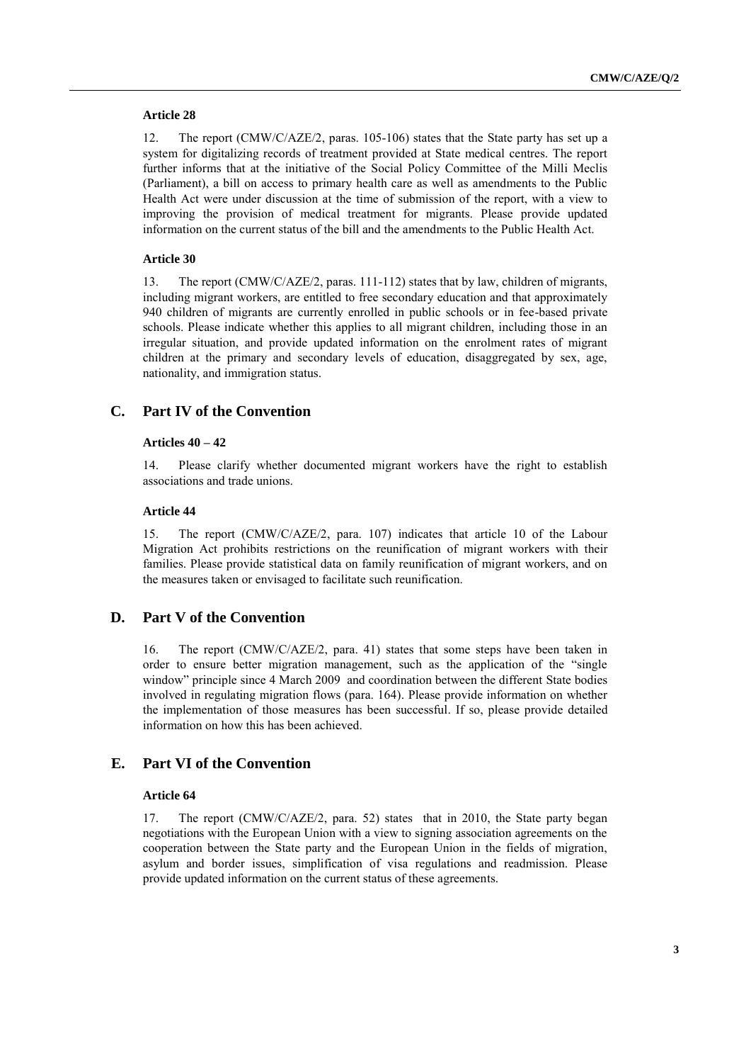### Article 28

12. The report (CMW/C/AZE/2, paras. 105-106) states that the State party has set up a system for digitalizing records of treatment provided at State medical centres. The report further informs that at the initiative of the Social Policy Committee of the Milli Meclis (Parliament), a bill on access to primary health care as well as amendments to the Public Health Act were under discussion at the time of submission of the report, with a view to improving the provision of medical treatment for migrants. Please provide updated information on the current status of the bill and the amendments to the Public Health Act.

### Article 30

13. The report (CMW/C/AZE/2, paras. 111-112) states that by law, children of migrants, including migrant workers, are entitled to free secondary education and that approximately 940 children of migrants are currently enrolled in public schools or in fee-based private schools. Please indicate whether this applies to all migrant children, including those in an irregular situation, and provide updated information on the enrolment rates of migrant children at the primary and secondary levels of education, disaggregated by sex, age, nationality, and immigration status.

## C. Part IV of the Convention

### Articles 40 – 42

14. Please clarify whether documented migrant workers have the right to establish associations and trade unions.

### Article 44

15. The report (CMW/C/AZE/2, para. 107) indicates that article 10 of the Labour Migration Act prohibits restrictions on the reunification of migrant workers with their families. Please provide statistical data on family reunification of migrant workers, and on the measures taken or envisaged to facilitate such reunification.

## D. Part V of the Convention

16. The report (CMW/C/AZE/2, para. 41) states that some steps have been taken in order to ensure better migration management, such as the application of the "single window" principle since 4 March 2009 and coordination between the different State bodies involved in regulating migration flows (para. 164). Please provide information on whether the implementation of those measures has been successful. If so, please provide detailed information on how this has been achieved.

## E. Part VI of the Convention

### Article 64

17. The report (CMW/C/AZE/2, para. 52) states that in 2010, the State party began negotiations with the European Union with a view to signing association agreements on the cooperation between the State party and the European Union in the fields of migration, asylum and border issues, simplification of visa regulations and readmission. Please provide updated information on the current status of these agreements.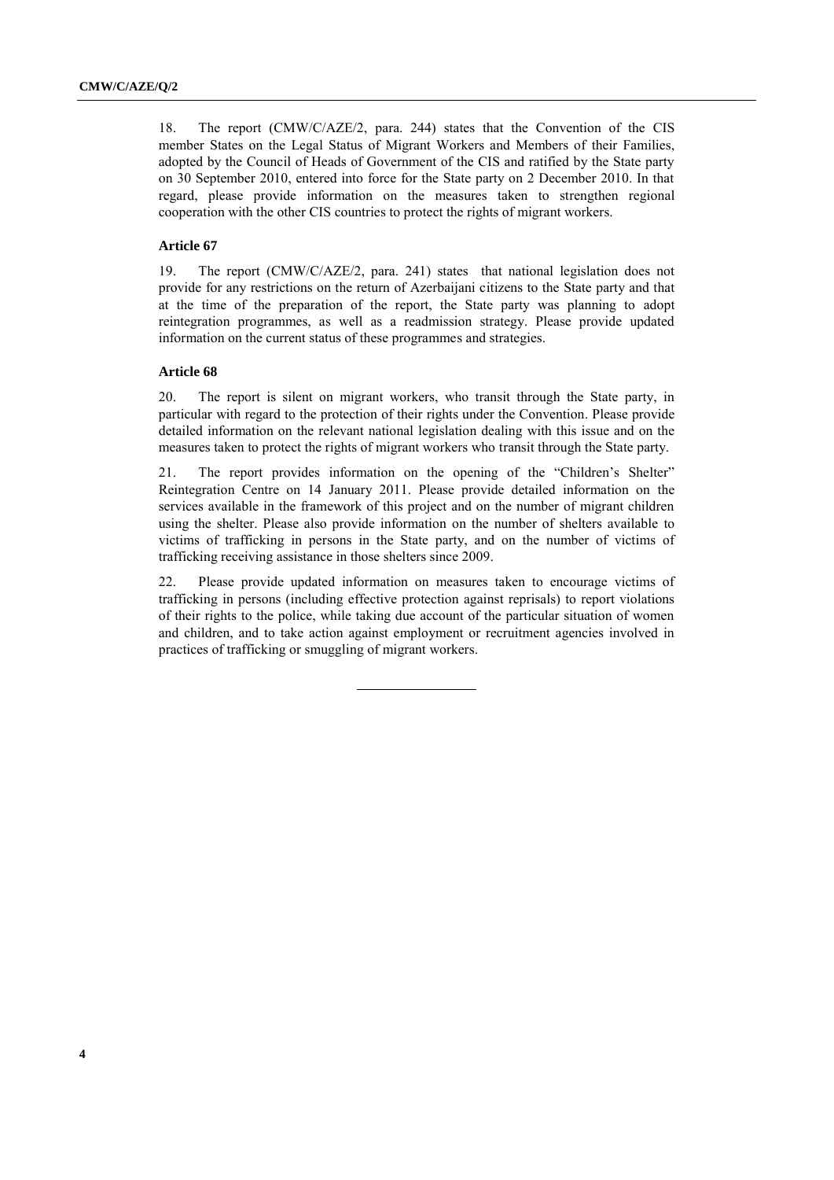18. The report (CMW/C/AZE/2, para. 244) states that the Convention of the CIS member States on the Legal Status of Migrant Workers and Members of their Families, adopted by the Council of Heads of Government of the CIS and ratified by the State party on 30 September 2010, entered into force for the State party on 2 December 2010. In that regard, please provide information on the measures taken to strengthen regional cooperation with the other CIS countries to protect the rights of migrant workers.

### Article 67

19. The report (CMW/C/AZE/2, para. 241) states that national legislation does not provide for any restrictions on the return of Azerbaijani citizens to the State party and that at the time of the preparation of the report, the State party was planning to adopt reintegration programmes, as well as a readmission strategy. Please provide updated information on the current status of these programmes and strategies.

### Article 68

20. The report is silent on migrant workers, who transit through the State party, in particular with regard to the protection of their rights under the Convention. Please provide detailed information on the relevant national legislation dealing with this issue and on the measures taken to protect the rights of migrant workers who transit through the State party.

21. The report provides information on the opening of the "Children's Shelter" Reintegration Centre on 14 January 2011. Please provide detailed information on the services available in the framework of this project and on the number of migrant children using the shelter. Please also provide information on the number of shelters available to victims of trafficking in persons in the State party, and on the number of victims of trafficking receiving assistance in those shelters since 2009.

22. Please provide updated information on measures taken to encourage victims of trafficking in persons (including effective protection against reprisals) to report violations of their rights to the police, while taking due account of the particular situation of women and children, and to take action against employment or recruitment agencies involved in practices of trafficking or smuggling of migrant workers.

---